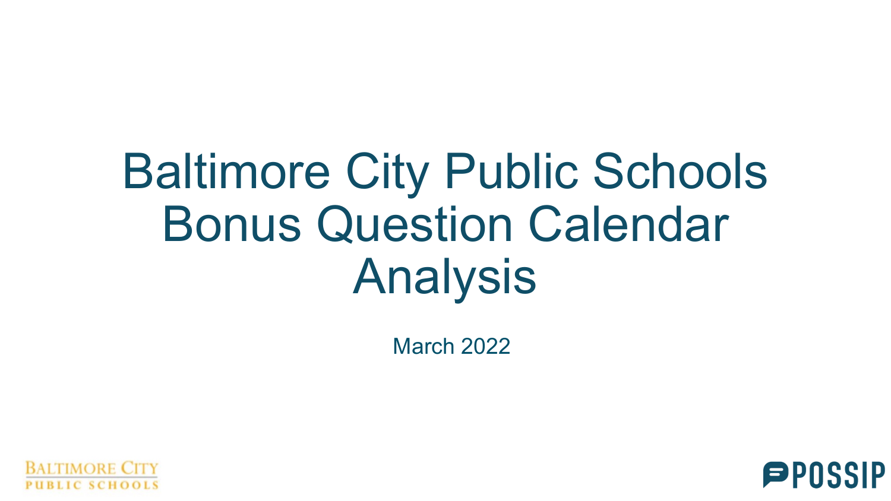# Baltimore City Public Schools Bonus Question Calendar Analysis

March 2022

BALTIMORE CITY PUBLIC SCHOOLS

POSSIP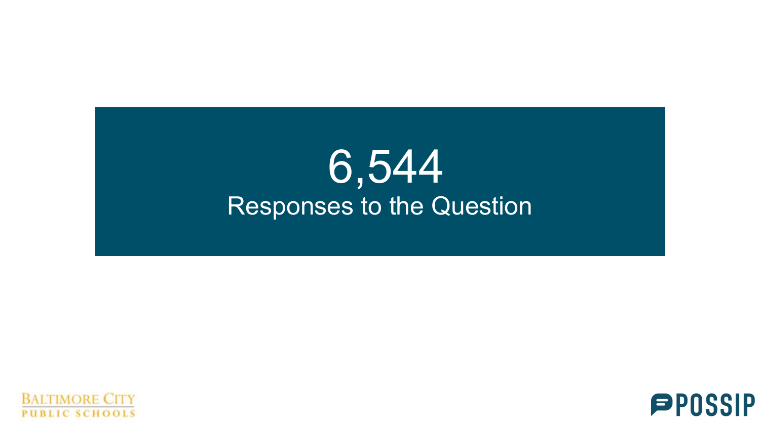# 6,544

Responses to the Question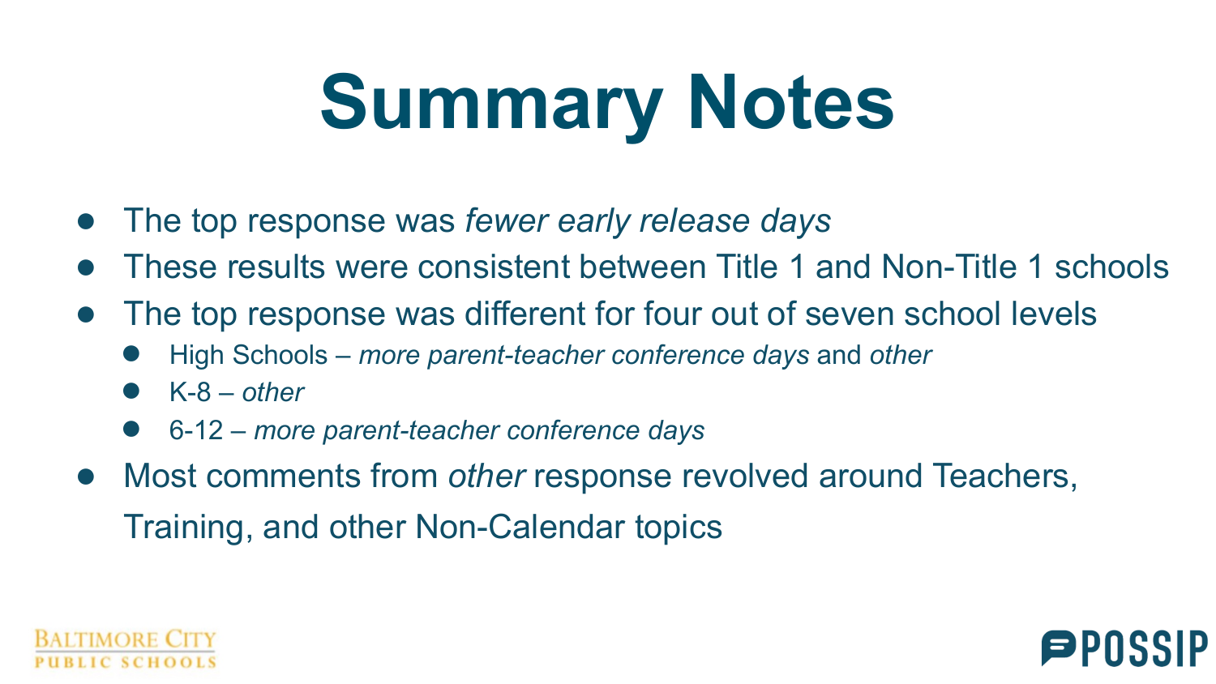# Summary Notes

- The top response was *fewer early release days*
- These results were consistent between Title 1 and Non-Title 1 schools
- The top response was different for four out of seven school levels
  - High Schools – *more parent-teacher conference days* and *other*
  - K-8 – *other*
  - 6-12 – *more parent-teacher conference days*
- Most comments from *other* response revolved around Teachers, Training, and other Non-Calendar topics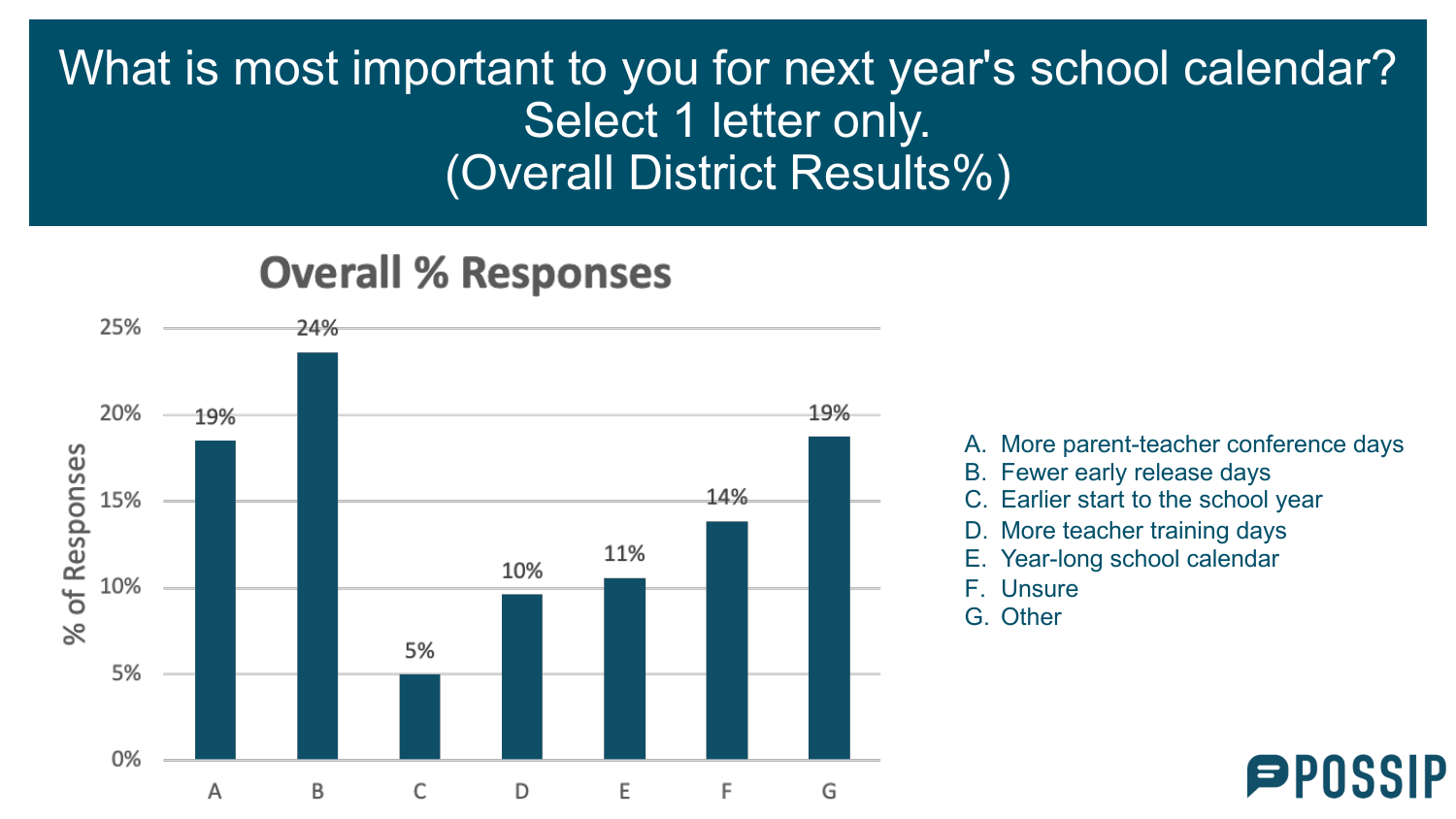# What is most important to you for next year's school calendar? Select 1 letter only. (Overall District Results%)

## Overall % Responses

| Option | % of Responses |
| --- | --- |
| A | 19% |
| B | 24% |
| C | 5% |
| D | 10% |
| E | 11% |
| F | 14% |
| G | 19% |

A. More parent-teacher conference days
B. Fewer early release days
C. Earlier start to the school year
D. More teacher training days
E. Year-long school calendar
F. Unsure
G. Other

POSSIP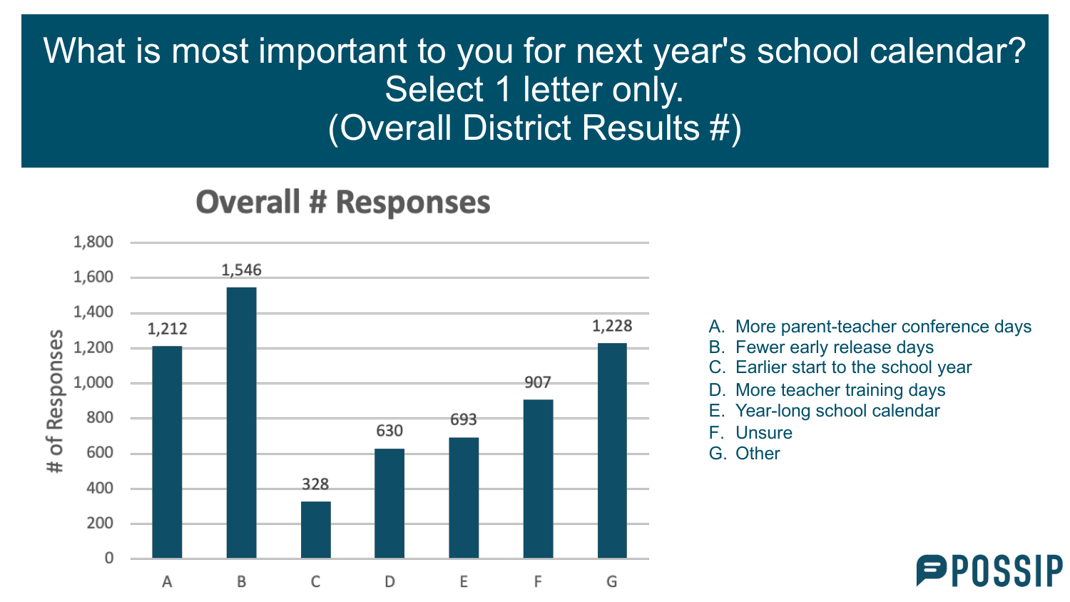# What is most important to you for next year's school calendar? Select 1 letter only. (Overall District Results #)

## Overall # Responses

| Option | # of Responses |
|---|---|
| A | 1,212 |
| B | 1,546 |
| C | 328 |
| D | 630 |
| E | 693 |
| F | 907 |
| G | 1,228 |

A. More parent-teacher conference days
B. Fewer early release days
C. Earlier start to the school year
D. More teacher training days
E. Year-long school calendar
F. Unsure
G. Other

POSSIP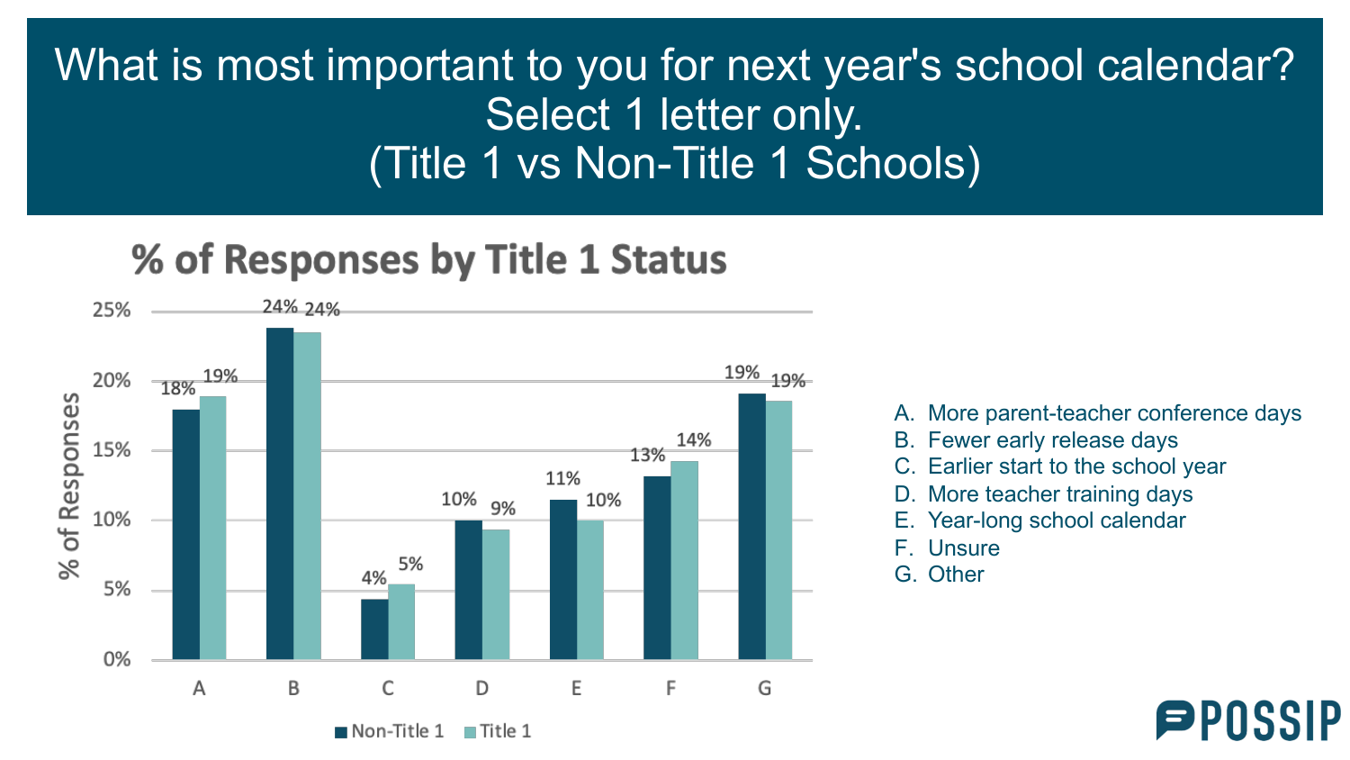# What is most important to you for next year's school calendar? Select 1 letter only. (Title 1 vs Non-Title 1 Schools)

## % of Responses by Title 1 Status

| Option | Non-Title 1 | Title 1 |
| --- | --- | --- |
| A | 18% | 19% |
| B | 24% | 24% |
| C | 4% | 5% |
| D | 10% | 9% |
| E | 11% | 10% |
| F | 13% | 14% |
| G | 19% | 19% |

A. More parent-teacher conference days
B. Fewer early release days
C. Earlier start to the school year
D. More teacher training days
E. Year-long school calendar
F. Unsure
G. Other

POSSIP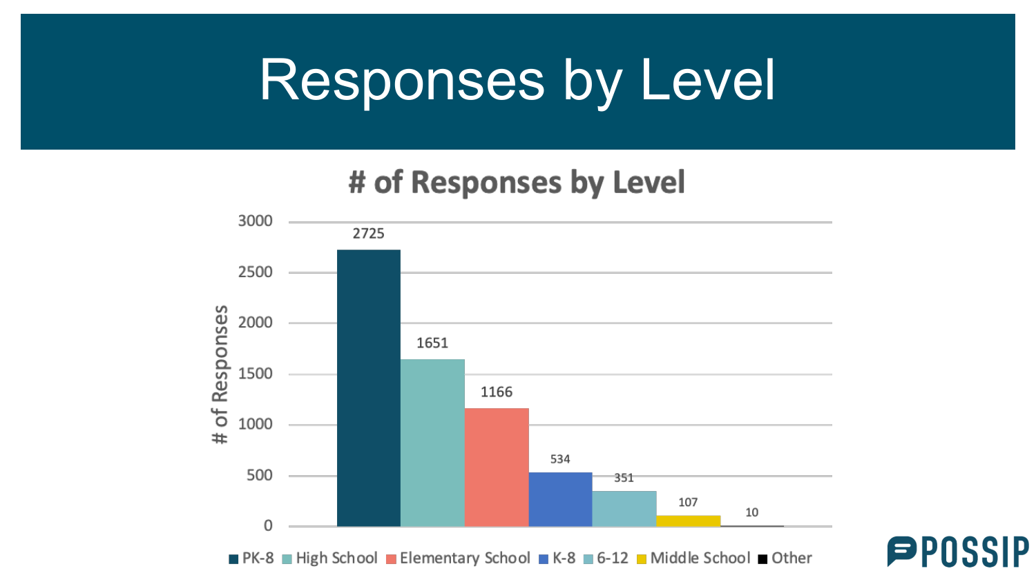# Responses by Level

## # of Responses by Level

| Level | # of Responses |
|---|---|
| PK-8 | 2725 |
| High School | 1651 |
| Elementary School | 1166 |
| K-8 | 534 |
| 6-12 | 351 |
| Middle School | 107 |
| Other | 10 |

POSSIP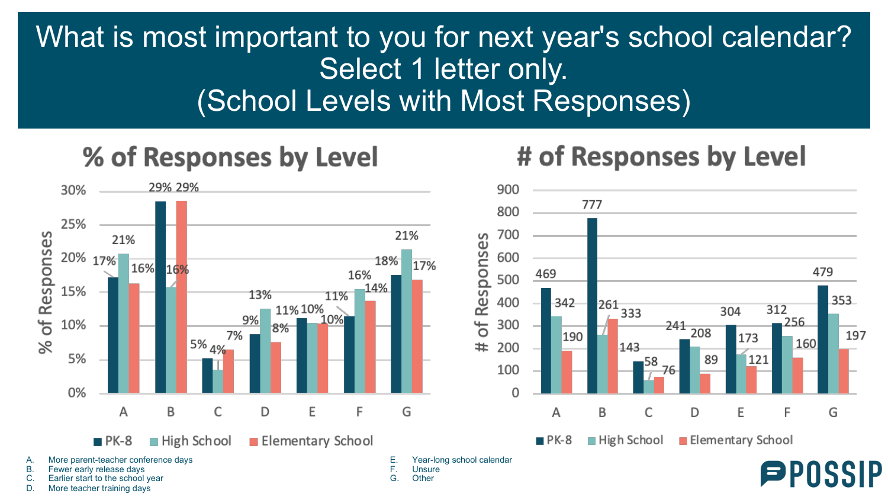# What is most important to you for next year's school calendar? Select 1 letter only. (School Levels with Most Responses)

## % of Responses by Level

| | PK-8 | High School | Elementary School |
|---|---|---|---|
| A | 17% | 21% | 16% |
| B | 29% | 16% | 29% |
| C | 5% | 4% | 7% |
| D | 9% | 13% | 8% |
| E | 11% | 10% | 10% |
| F | 11% | 16% | 14% |
| G | 18% | 21% | 17% |

## # of Responses by Level

| | PK-8 | High School | Elementary School |
|---|---|---|---|
| A | 469 | 342 | 190 |
| B | 777 | 261 | 333 |
| C | 143 | 58 | 76 |
| D | 241 | 208 | 89 |
| E | 304 | 173 | 121 |
| F | 312 | 256 | 160 |
| G | 479 | 353 | 197 |

A. More parent-teacher conference days
B. Fewer early release days
C. Earlier start to the school year
D. More teacher training days
E. Year-long school calendar
F. Unsure
G. Other

POSSIP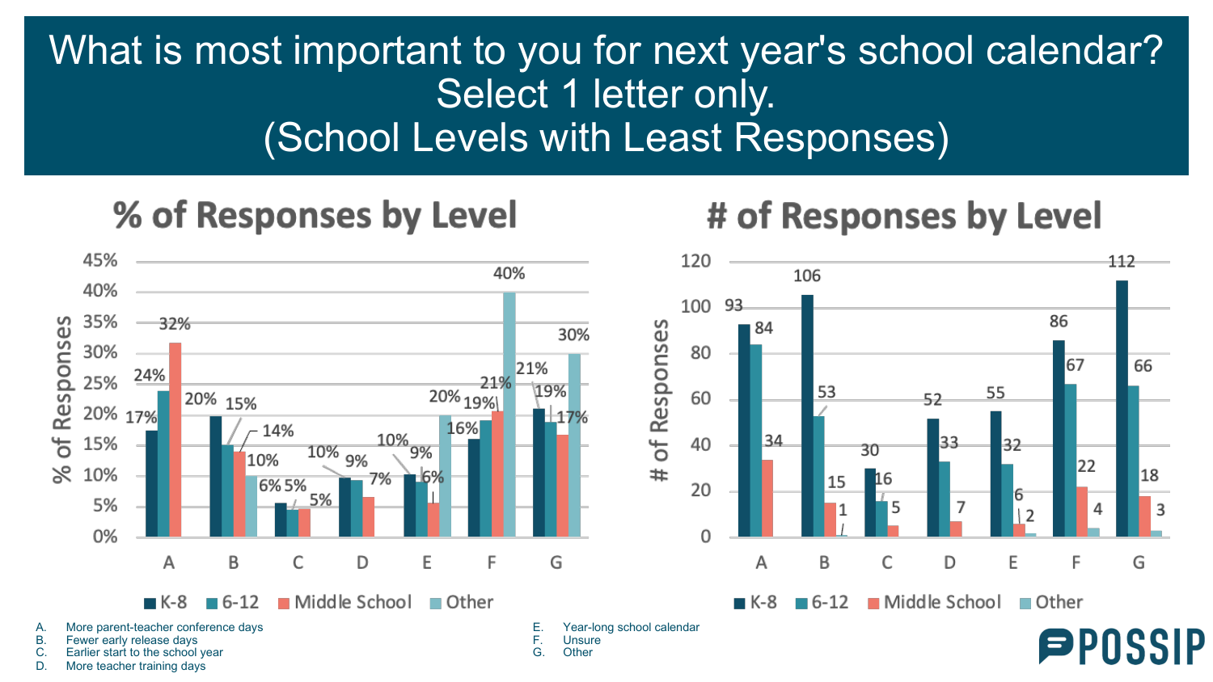# What is most important to you for next year's school calendar? Select 1 letter only. (School Levels with Least Responses)

## % of Responses by Level

| | K-8 | 6-12 | Middle School | Other |
|---|---|---|---|---|
| A | 17% | 24% | 32% | |
| B | 20% | 15% | 14% | 10% |
| C | 6% | 5% | 5% | |
| D | 10% | 9% | 7% | |
| E | 10% | 9% | 6% | 20% |
| F | 16% | 19% | 21% | 40% |
| G | 21% | 19% | 17% | 30% |

## # of Responses by Level

| | K-8 | 6-12 | Middle School | Other |
|---|---|---|---|---|
| A | 93 | 84 | 34 | |
| B | 106 | 53 | 15 | 1 |
| C | 30 | 16 | 5 | |
| D | 52 | 33 | 7 | |
| E | 55 | 32 | 6 | 2 |
| F | 86 | 67 | 22 | 4 |
| G | 112 | 66 | 18 | 3 |

A. More parent-teacher conference days
B. Fewer early release days
C. Earlier start to the school year
D. More teacher training days
E. Year-long school calendar
F. Unsure
G. Other

POSSIP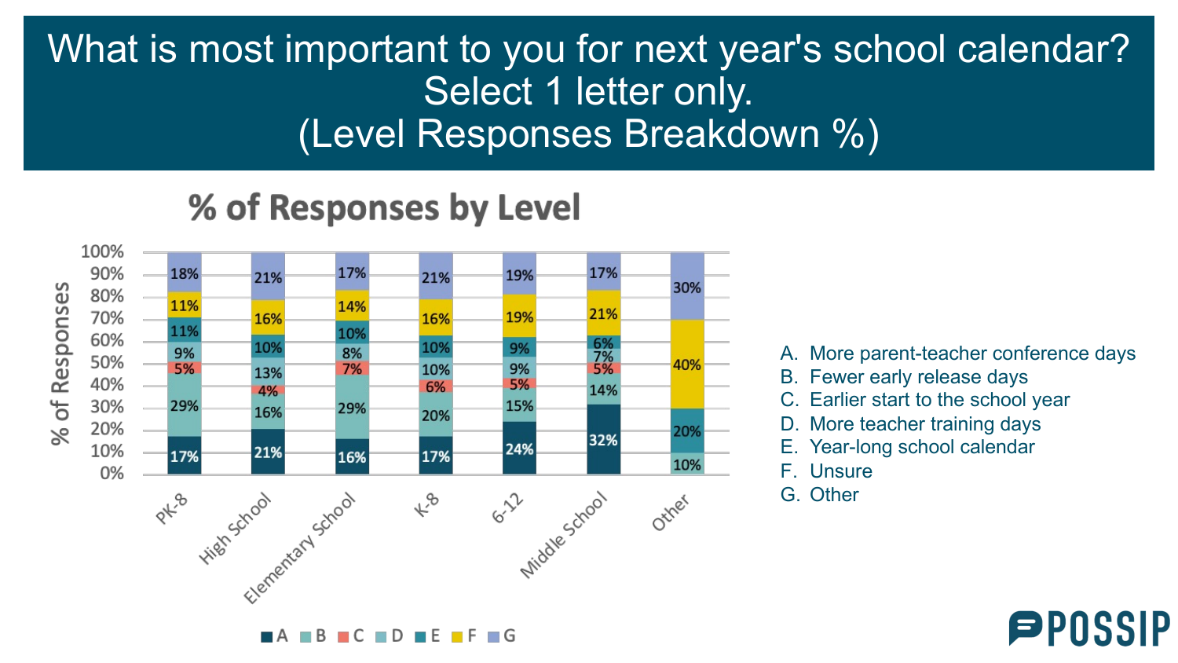# What is most important to you for next year's school calendar? Select 1 letter only. (Level Responses Breakdown %)

## % of Responses by Level

| Level | A | B | C | D | E | F | G |
|---|---|---|---|---|---|---|---|
| PK-8 | 17% | 29% | 5% | 9% | 11% | 11% | 18% |
| High School | 21% | 16% | 4% | 13% | 10% | 16% | 21% |
| Elementary School | 16% | 29% | 7% | 8% | 10% | 14% | 17% |
| K-8 | 17% | 20% | 6% | 10% | 10% | 16% | 21% |
| 6-12 | 24% | 15% | 5% | 9% | 9% | 19% | 19% |
| Middle School | 32% | 14% | 5% | 7% | 6% | 21% | 17% |
| Other | | 10% | | | 20% | 40% | 30% |

A. More parent-teacher conference days
B. Fewer early release days
C. Earlier start to the school year
D. More teacher training days
E. Year-long school calendar
F. Unsure
G. Other

POSSIP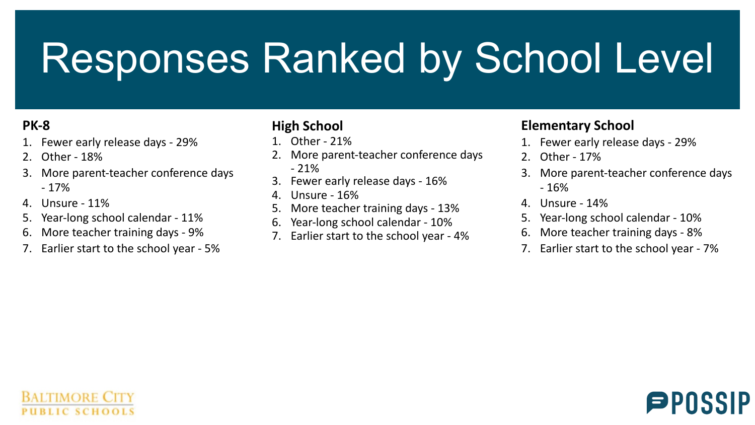# Responses Ranked by School Level

**PK-8**

1. Fewer early release days - 29%
2. Other - 18%
3. More parent-teacher conference days - 17%
4. Unsure - 11%
5. Year-long school calendar - 11%
6. More teacher training days - 9%
7. Earlier start to the school year - 5%

**High School**

1. Other - 21%
2. More parent-teacher conference days - 21%
3. Fewer early release days - 16%
4. Unsure - 16%
5. More teacher training days - 13%
6. Year-long school calendar - 10%
7. Earlier start to the school year - 4%

**Elementary School**

1. Fewer early release days - 29%
2. Other - 17%
3. More parent-teacher conference days - 16%
4. Unsure - 14%
5. Year-long school calendar - 10%
6. More teacher training days - 8%
7. Earlier start to the school year - 7%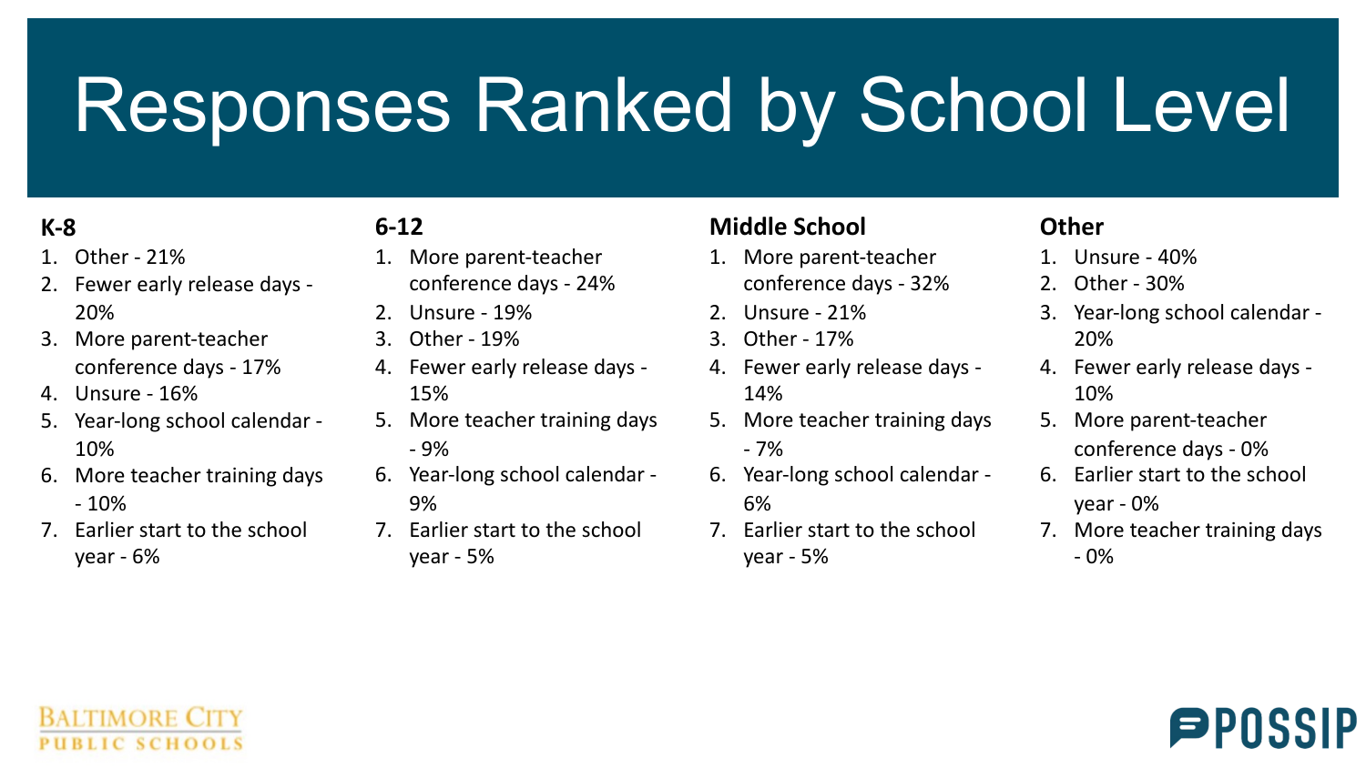# Responses Ranked by School Level

**K-8**

1. Other - 21%
2. Fewer early release days - 20%
3. More parent-teacher conference days - 17%
4. Unsure - 16%
5. Year-long school calendar - 10%
6. More teacher training days - 10%
7. Earlier start to the school year - 6%

**6-12**

1. More parent-teacher conference days - 24%
2. Unsure - 19%
3. Other - 19%
4. Fewer early release days - 15%
5. More teacher training days - 9%
6. Year-long school calendar - 9%
7. Earlier start to the school year - 5%

**Middle School**

1. More parent-teacher conference days - 32%
2. Unsure - 21%
3. Other - 17%
4. Fewer early release days - 14%
5. More teacher training days - 7%
6. Year-long school calendar - 6%
7. Earlier start to the school year - 5%

**Other**

1. Unsure - 40%
2. Other - 30%
3. Year-long school calendar - 20%
4. Fewer early release days - 10%
5. More parent-teacher conference days - 0%
6. Earlier start to the school year - 0%
7. More teacher training days - 0%

BALTIMORE CITY PUBLIC SCHOOLS

POSSIP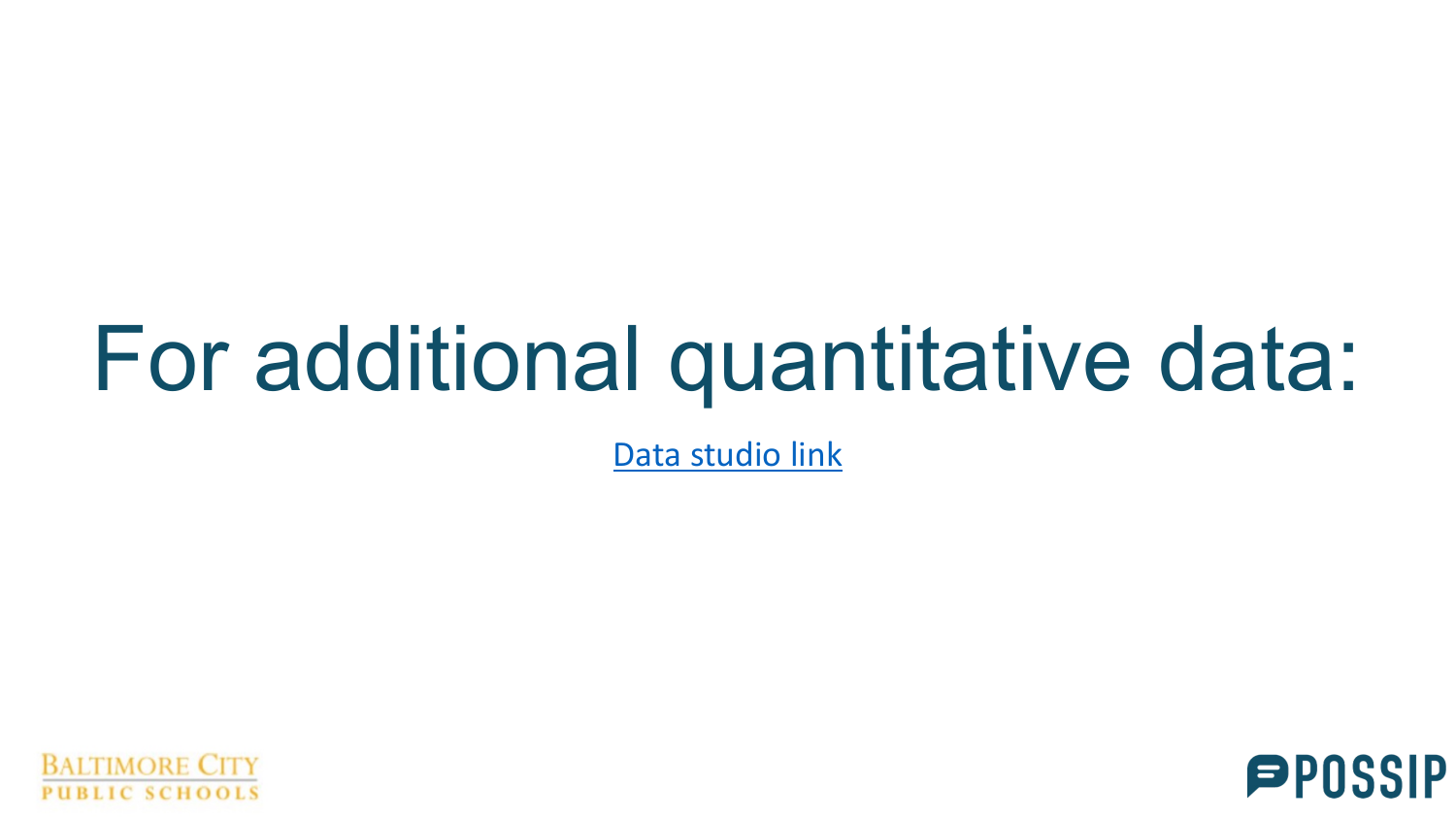# For additional quantitative data:

Data studio link

BALTIMORE CITY PUBLIC SCHOOLS

POSSIP